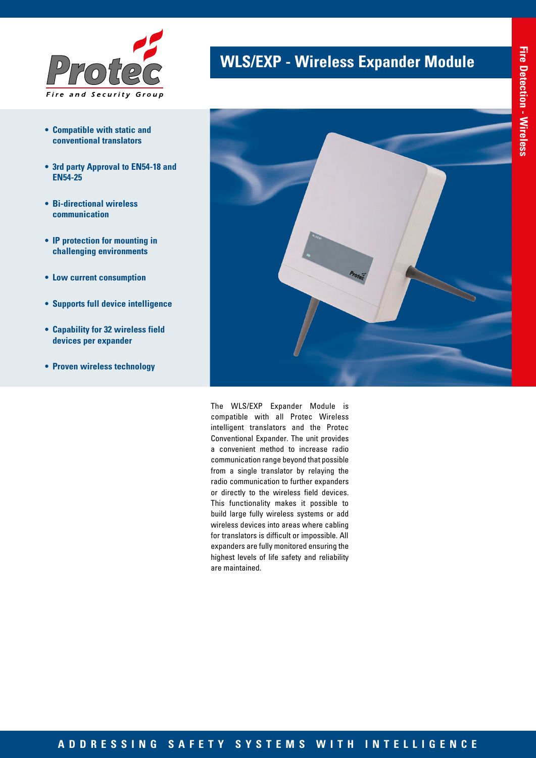# WLS/EXP - Wireless Expander Module

- Compatible with static and conventional translators
- 3rd party Approval to EN54-18 and EN54-25
- Bi-directional wireless communication
- IP protection for mounting in challenging environments
- Low current consumption
- Supports full device intelligence
- Capability for 32 wireless field devices per expander
- Proven wireless technology

The WLS/EXP Expander Module is compatible with all Protec Wireless intelligent translators and the Protec Conventional Expander. The unit provides a convenient method to increase radio communication range beyond that possible from a single translator by relaying the radio communication to further expanders or directly to the wireless field devices. This functionality makes it possible to build large fully wireless systems or add wireless devices into areas where cabling for translators is difficult or impossible. All expanders are fully monitored ensuring the highest levels of life safety and reliability are maintained.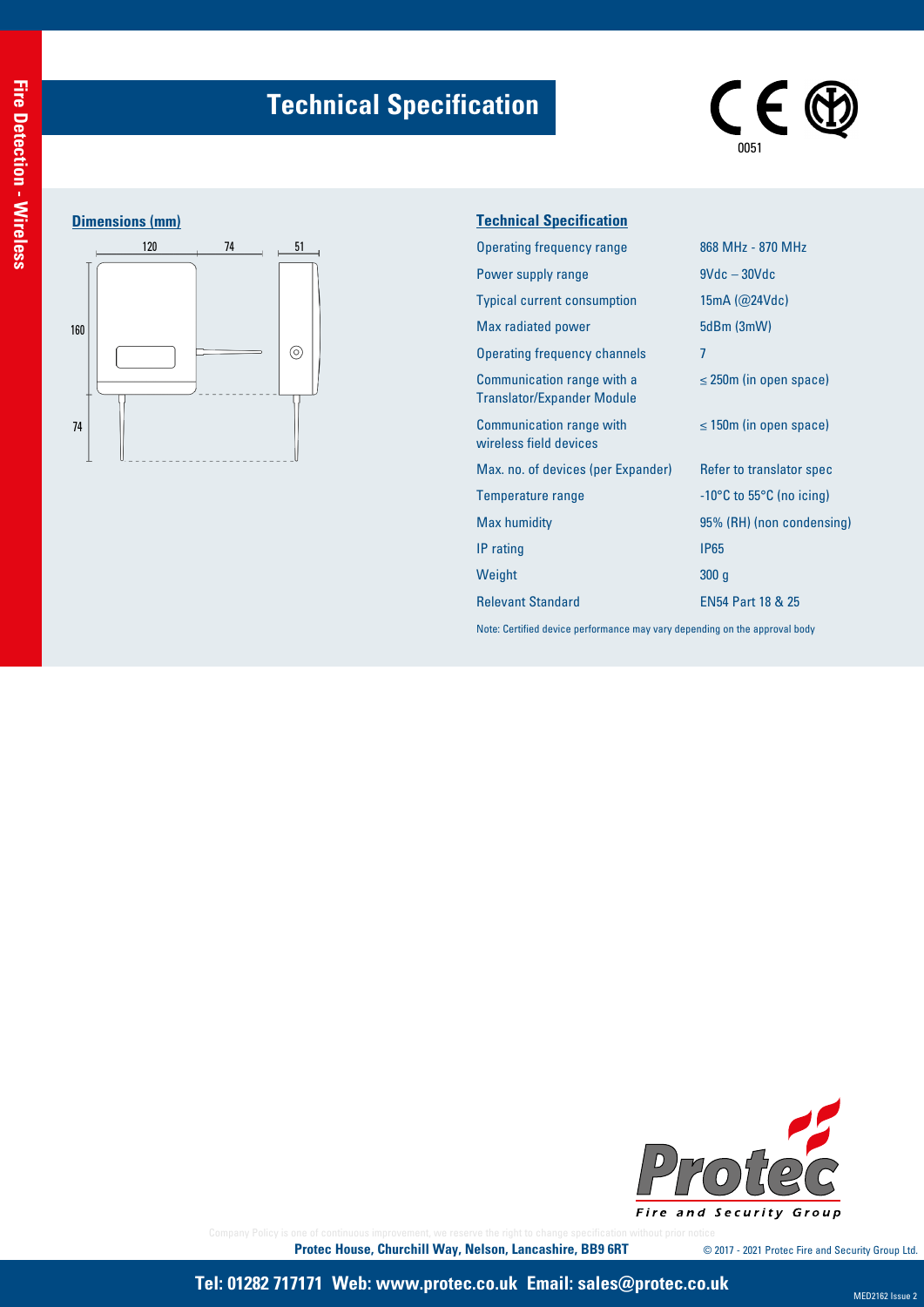# Technical Specification

0051

## Dimensions (mm)

120
74
51
160
74

## Technical Specification

| | |
|---|---|
| Operating frequency range | 868 MHz - 870 MHz |
| Power supply range | 9Vdc – 30Vdc |
| Typical current consumption | 15mA (@24Vdc) |
| Max radiated power | 5dBm (3mW) |
| Operating frequency channels | 7 |
| Communication range with a Translator/Expander Module | ≤ 250m (in open space) |
| Communication range with wireless field devices | ≤ 150m (in open space) |
| Max. no. of devices (per Expander) | Refer to translator spec |
| Temperature range | -10°C to 55°C (no icing) |
| Max humidity | 95% (RH) (non condensing) |
| IP rating | IP65 |
| Weight | 300 g |
| Relevant Standard | EN54 Part 18 & 25 |

Note: Certified device performance may vary depending on the approval body

Protec
Fire and Security Group

Company Policy is one of continuous improvement, we reserve the right to change specification without prior notice

**Protec House, Churchill Way, Nelson, Lancashire, BB9 6RT**

© 2017 - 2021 Protec Fire and Security Group Ltd.

**Tel: 01282 717171 Web: www.protec.co.uk Email: sales@protec.co.uk**

MED2162 Issue 2